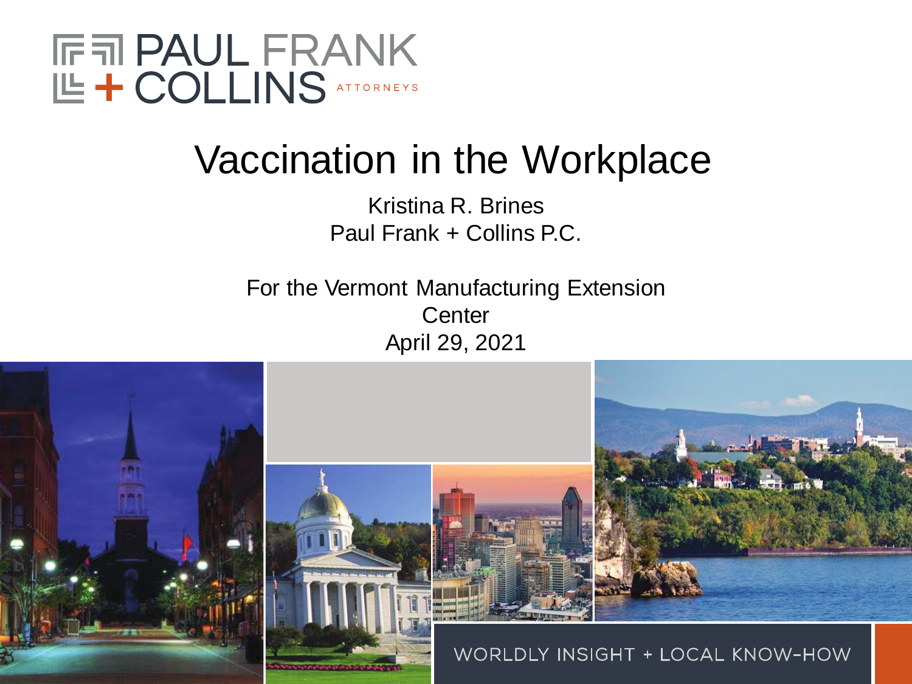PAUL FRANK + COLLINS ATTORNEYS

# Vaccination in the Workplace

Kristina R. Brines
Paul Frank + Collins P.C.

For the Vermont Manufacturing Extension Center
April 29, 2021

WORLDLY INSIGHT + LOCAL KNOW-HOW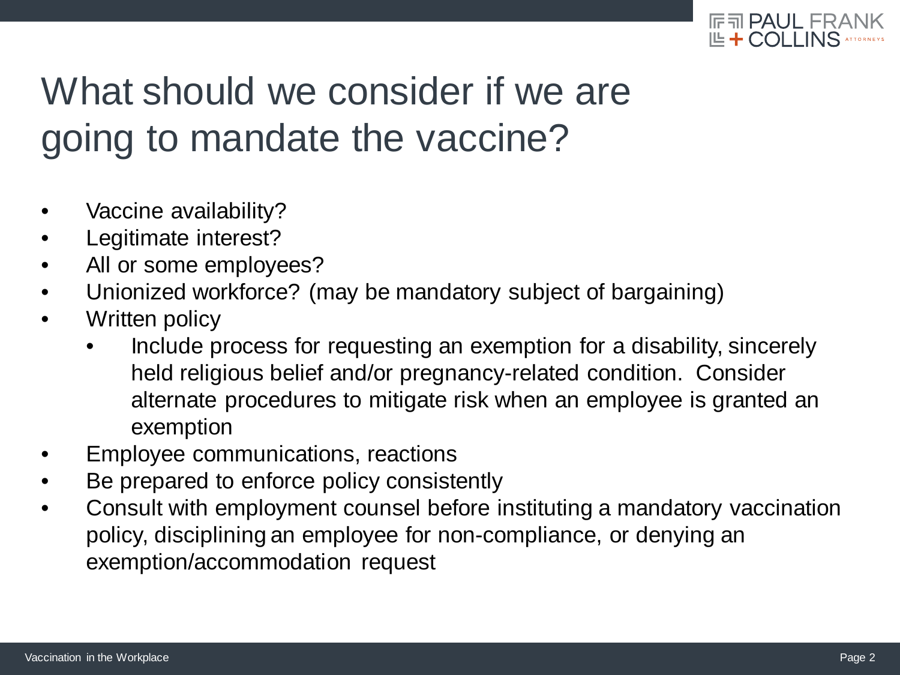# What should we consider if we are going to mandate the vaccine?

- Vaccine availability?
- Legitimate interest?
- All or some employees?
- Unionized workforce? (may be mandatory subject of bargaining)
- Written policy
  - Include process for requesting an exemption for a disability, sincerely held religious belief and/or pregnancy-related condition. Consider alternate procedures to mitigate risk when an employee is granted an exemption
- Employee communications, reactions
- Be prepared to enforce policy consistently
- Consult with employment counsel before instituting a mandatory vaccination policy, disciplining an employee for non-compliance, or denying an exemption/accommodation request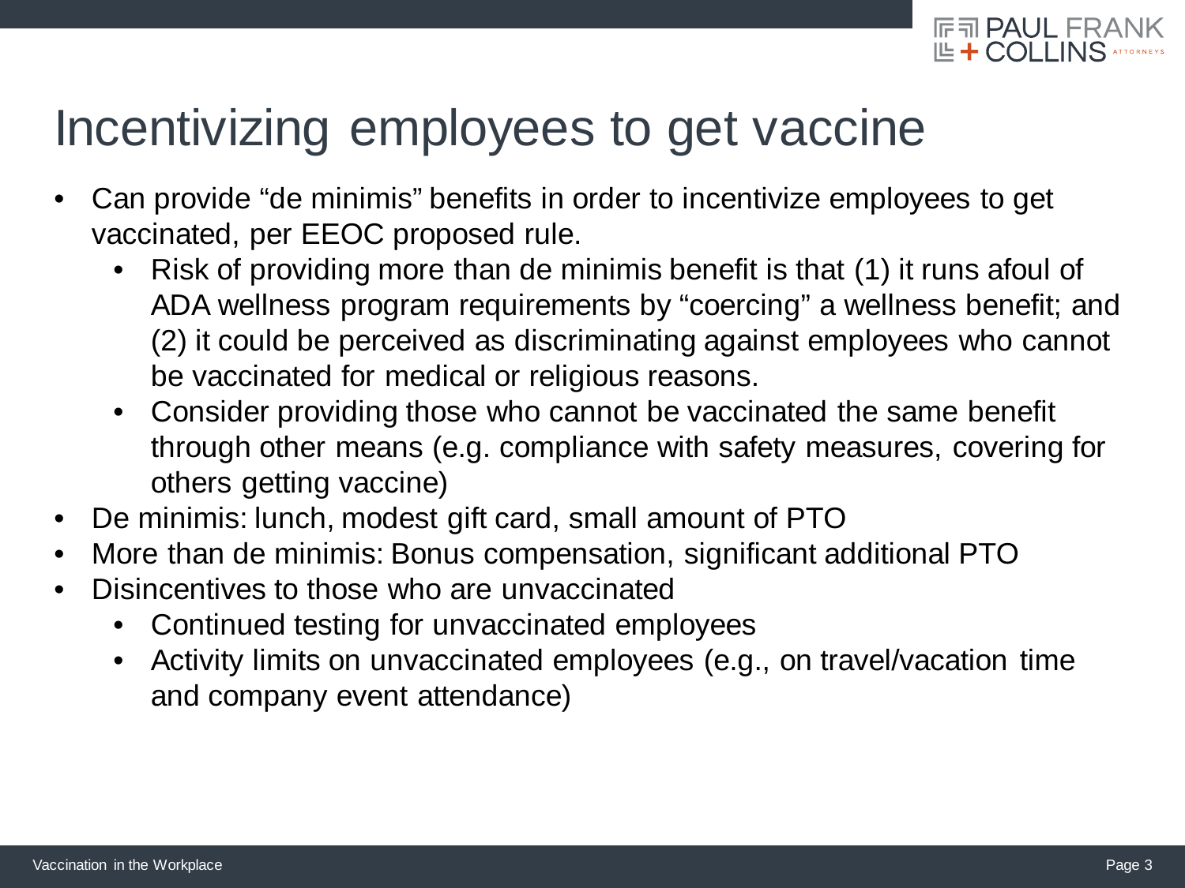# Incentivizing employees to get vaccine

- Can provide “de minimis” benefits in order to incentivize employees to get vaccinated, per EEOC proposed rule.
  - Risk of providing more than de minimis benefit is that (1) it runs afoul of ADA wellness program requirements by “coercing” a wellness benefit; and (2) it could be perceived as discriminating against employees who cannot be vaccinated for medical or religious reasons.
  - Consider providing those who cannot be vaccinated the same benefit through other means (e.g. compliance with safety measures, covering for others getting vaccine)
- De minimis: lunch, modest gift card, small amount of PTO
- More than de minimis: Bonus compensation, significant additional PTO
- Disincentives to those who are unvaccinated
  - Continued testing for unvaccinated employees
  - Activity limits on unvaccinated employees (e.g., on travel/vacation time and company event attendance)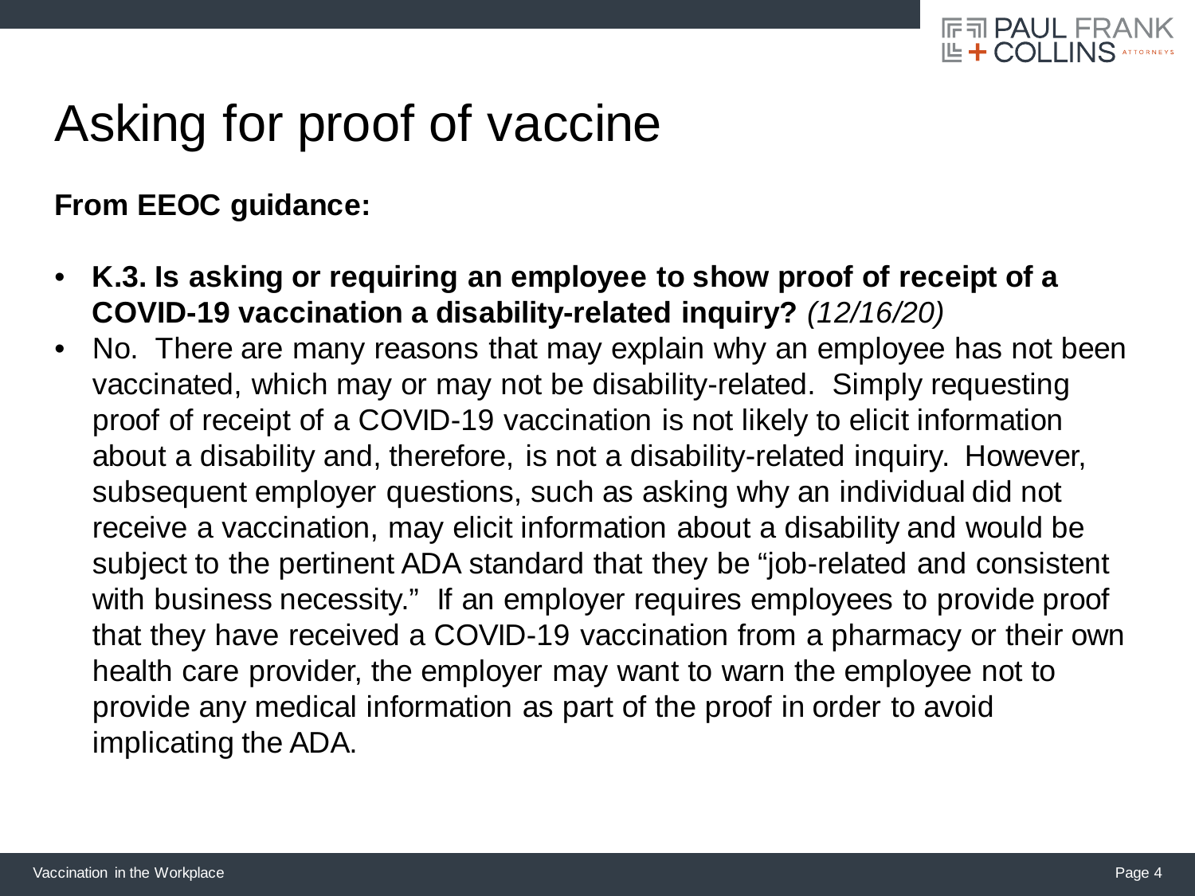# Asking for proof of vaccine

**From EEOC guidance:**

- **K.3. Is asking or requiring an employee to show proof of receipt of a COVID-19 vaccination a disability-related inquiry?** *(12/16/20)*
- No. There are many reasons that may explain why an employee has not been vaccinated, which may or may not be disability-related. Simply requesting proof of receipt of a COVID-19 vaccination is not likely to elicit information about a disability and, therefore, is not a disability-related inquiry. However, subsequent employer questions, such as asking why an individual did not receive a vaccination, may elicit information about a disability and would be subject to the pertinent ADA standard that they be "job-related and consistent with business necessity." If an employer requires employees to provide proof that they have received a COVID-19 vaccination from a pharmacy or their own health care provider, the employer may want to warn the employee not to provide any medical information as part of the proof in order to avoid implicating the ADA.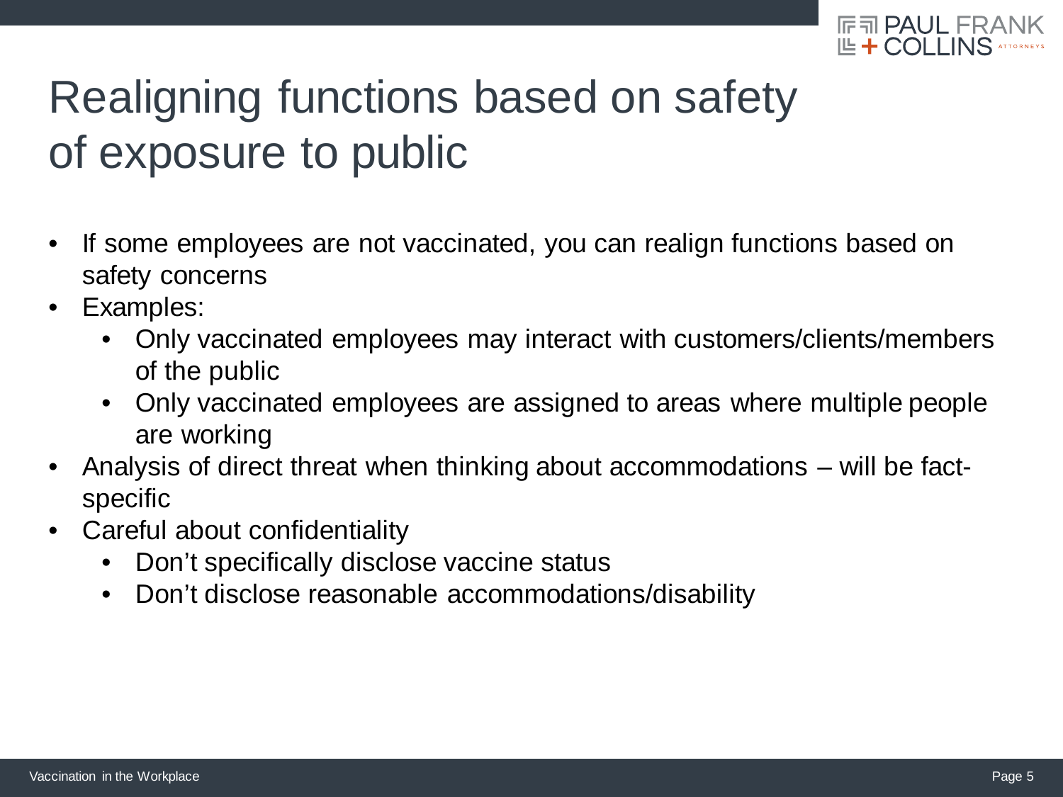# Realigning functions based on safety of exposure to public

- If some employees are not vaccinated, you can realign functions based on safety concerns
- Examples:
  - Only vaccinated employees may interact with customers/clients/members of the public
  - Only vaccinated employees are assigned to areas where multiple people are working
- Analysis of direct threat when thinking about accommodations – will be fact-specific
- Careful about confidentiality
  - Don't specifically disclose vaccine status
  - Don't disclose reasonable accommodations/disability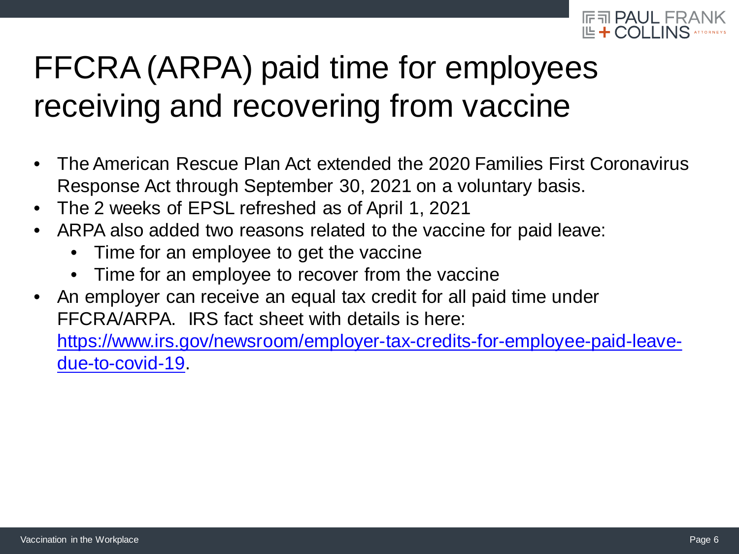# FFCRA (ARPA) paid time for employees receiving and recovering from vaccine

- The American Rescue Plan Act extended the 2020 Families First Coronavirus Response Act through September 30, 2021 on a voluntary basis.
- The 2 weeks of EPSL refreshed as of April 1, 2021
- ARPA also added two reasons related to the vaccine for paid leave:
  - Time for an employee to get the vaccine
  - Time for an employee to recover from the vaccine
- An employer can receive an equal tax credit for all paid time under FFCRA/ARPA. IRS fact sheet with details is here: [https://www.irs.gov/newsroom/employer-tax-credits-for-employee-paid-leave-due-to-covid-19](https://www.irs.gov/newsroom/employer-tax-credits-for-employee-paid-leave-due-to-covid-19).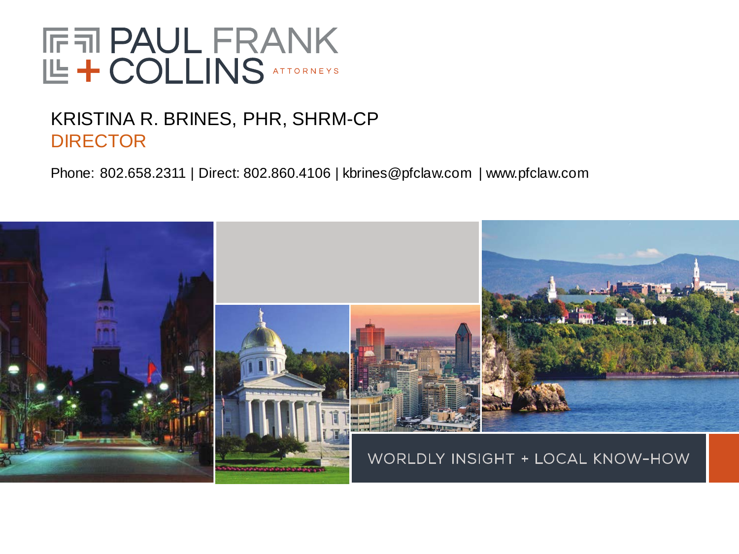PAUL FRANK + COLLINS ATTORNEYS

KRISTINA R. BRINES, PHR, SHRM-CP

DIRECTOR

Phone: 802.658.2311 | Direct: 802.860.4106 | kbrines@pfclaw.com | www.pfclaw.com

WORLDLY INSIGHT + LOCAL KNOW-HOW